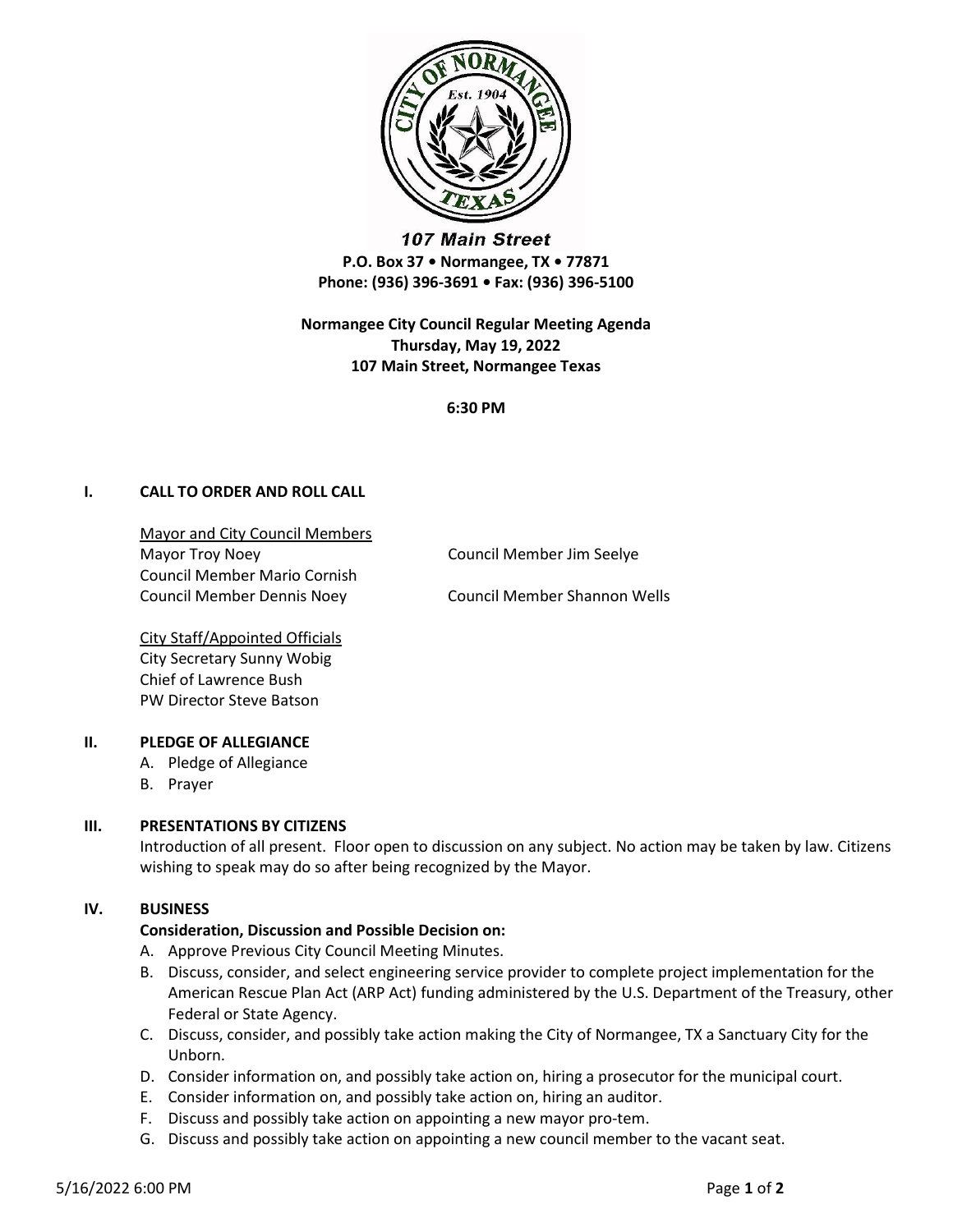107 Main Street
**P.O. Box 37 • Normangee, TX • 77871**
**Phone: (936) 396-3691 • Fax: (936) 396-5100**

**Normangee City Council Regular Meeting Agenda**
**Thursday, May 19, 2022**
**107 Main Street, Normangee Texas**

**6:30 PM**

## I. CALL TO ORDER AND ROLL CALL

Mayor and City Council Members

Mayor Troy Noey
Council Member Jim Seelye
Council Member Mario Cornish
Council Member Dennis Noey
Council Member Shannon Wells

City Staff/Appointed Officials

City Secretary Sunny Wobig
Chief of Lawrence Bush
PW Director Steve Batson

## II. PLEDGE OF ALLEGIANCE

A. Pledge of Allegiance
B. Prayer

## III. PRESENTATIONS BY CITIZENS

Introduction of all present. Floor open to discussion on any subject. No action may be taken by law. Citizens wishing to speak may do so after being recognized by the Mayor.

## IV. BUSINESS

**Consideration, Discussion and Possible Decision on:**

A. Approve Previous City Council Meeting Minutes.
B. Discuss, consider, and select engineering service provider to complete project implementation for the American Rescue Plan Act (ARP Act) funding administered by the U.S. Department of the Treasury, other Federal or State Agency.
C. Discuss, consider, and possibly take action making the City of Normangee, TX a Sanctuary City for the Unborn.
D. Consider information on, and possibly take action on, hiring a prosecutor for the municipal court.
E. Consider information on, and possibly take action on, hiring an auditor.
F. Discuss and possibly take action on appointing a new mayor pro-tem.
G. Discuss and possibly take action on appointing a new council member to the vacant seat.

5/16/2022 6:00 PM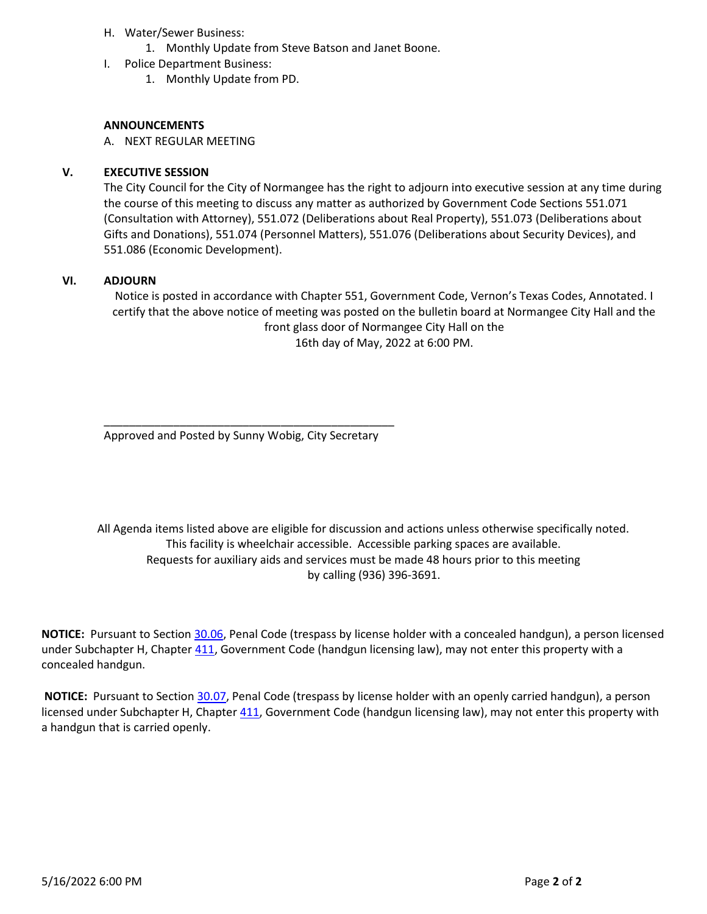H. Water/Sewer Business:
   1. Monthly Update from Steve Batson and Janet Boone.
I. Police Department Business:
   1. Monthly Update from PD.

**ANNOUNCEMENTS**

A. NEXT REGULAR MEETING

## V. EXECUTIVE SESSION

The City Council for the City of Normangee has the right to adjourn into executive session at any time during the course of this meeting to discuss any matter as authorized by Government Code Sections 551.071 (Consultation with Attorney), 551.072 (Deliberations about Real Property), 551.073 (Deliberations about Gifts and Donations), 551.074 (Personnel Matters), 551.076 (Deliberations about Security Devices), and 551.086 (Economic Development).

## VI. ADJOURN

Notice is posted in accordance with Chapter 551, Government Code, Vernon's Texas Codes, Annotated. I certify that the above notice of meeting was posted on the bulletin board at Normangee City Hall and the front glass door of Normangee City Hall on the 16th day of May, 2022 at 6:00 PM.

_______________________________________________

Approved and Posted by Sunny Wobig, City Secretary

All Agenda items listed above are eligible for discussion and actions unless otherwise specifically noted.
This facility is wheelchair accessible. Accessible parking spaces are available.
Requests for auxiliary aids and services must be made 48 hours prior to this meeting by calling (936) 396-3691.

**NOTICE:** Pursuant to Section 30.06, Penal Code (trespass by license holder with a concealed handgun), a person licensed under Subchapter H, Chapter 411, Government Code (handgun licensing law), may not enter this property with a concealed handgun.

**NOTICE:** Pursuant to Section 30.07, Penal Code (trespass by license holder with an openly carried handgun), a person licensed under Subchapter H, Chapter 411, Government Code (handgun licensing law), may not enter this property with a handgun that is carried openly.